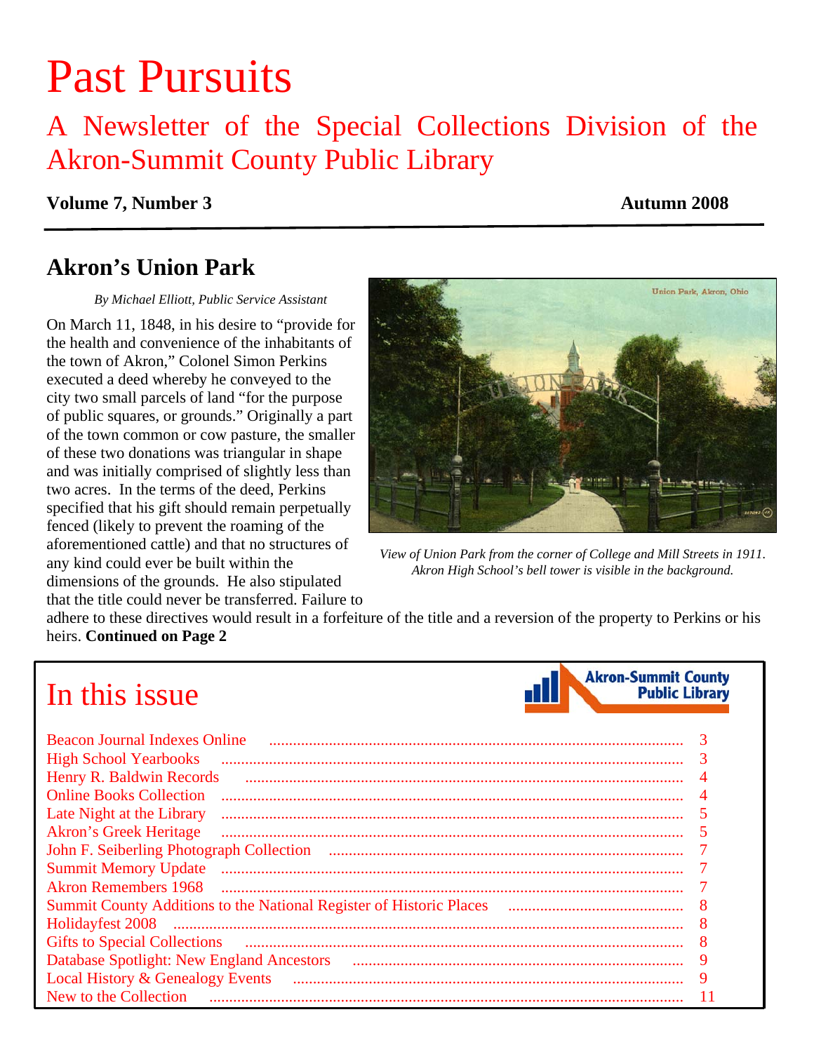# Past Pursuits

A Newsletter of the Special Collections Division of the Akron-Summit County Public Library

**Volume 7, Number 3** **Autumn 2008**

## Akron's Union Park

*By Michael Elliott, Public Service Assistant*

On March 11, 1848, in his desire to "provide for the health and convenience of the inhabitants of the town of Akron," Colonel Simon Perkins executed a deed whereby he conveyed to the city two small parcels of land "for the purpose of public squares, or grounds." Originally a part of the town common or cow pasture, the smaller of these two donations was triangular in shape and was initially comprised of slightly less than two acres. In the terms of the deed, Perkins specified that his gift should remain perpetually fenced (likely to prevent the roaming of the aforementioned cattle) and that no structures of any kind could ever be built within the dimensions of the grounds. He also stipulated that the title could never be transferred. Failure to adhere to these directives would result in a forfeiture of the title and a reversion of the property to Perkins or his heirs. **Continued on Page 2**

*View of Union Park from the corner of College and Mill Streets in 1911. Akron High School's bell tower is visible in the background.*

## In this issue

| | |
|---|---|
| Beacon Journal Indexes Online | 3 |
| High School Yearbooks | 3 |
| Henry R. Baldwin Records | 4 |
| Online Books Collection | 4 |
| Late Night at the Library | 5 |
| Akron's Greek Heritage | 5 |
| John F. Seiberling Photograph Collection | 7 |
| Summit Memory Update | 7 |
| Akron Remembers 1968 | 7 |
| Summit County Additions to the National Register of Historic Places | 8 |
| Holidayfest 2008 | 8 |
| Gifts to Special Collections | 8 |
| Database Spotlight: New England Ancestors | 9 |
| Local History & Genealogy Events | 9 |
| New to the Collection | 11 |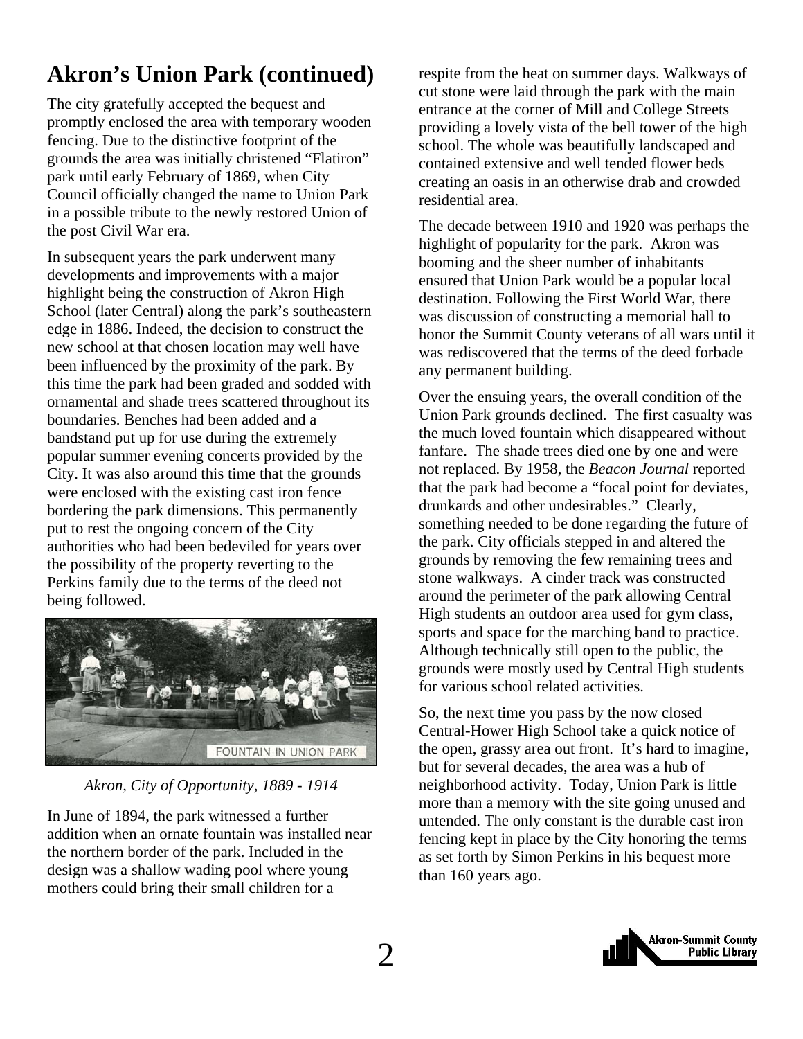# Akron's Union Park (continued)

The city gratefully accepted the bequest and promptly enclosed the area with temporary wooden fencing. Due to the distinctive footprint of the grounds the area was initially christened "Flatiron" park until early February of 1869, when City Council officially changed the name to Union Park in a possible tribute to the newly restored Union of the post Civil War era.

In subsequent years the park underwent many developments and improvements with a major highlight being the construction of Akron High School (later Central) along the park's southeastern edge in 1886. Indeed, the decision to construct the new school at that chosen location may well have been influenced by the proximity of the park. By this time the park had been graded and sodded with ornamental and shade trees scattered throughout its boundaries. Benches had been added and a bandstand put up for use during the extremely popular summer evening concerts provided by the City. It was also around this time that the grounds were enclosed with the existing cast iron fence bordering the park dimensions. This permanently put to rest the ongoing concern of the City authorities who had been bedeviled for years over the possibility of the property reverting to the Perkins family due to the terms of the deed not being followed.

FOUNTAIN IN UNION PARK

*Akron, City of Opportunity, 1889 - 1914*

In June of 1894, the park witnessed a further addition when an ornate fountain was installed near the northern border of the park. Included in the design was a shallow wading pool where young mothers could bring their small children for a respite from the heat on summer days. Walkways of cut stone were laid through the park with the main entrance at the corner of Mill and College Streets providing a lovely vista of the bell tower of the high school. The whole was beautifully landscaped and contained extensive and well tended flower beds creating an oasis in an otherwise drab and crowded residential area.

The decade between 1910 and 1920 was perhaps the highlight of popularity for the park. Akron was booming and the sheer number of inhabitants ensured that Union Park would be a popular local destination. Following the First World War, there was discussion of constructing a memorial hall to honor the Summit County veterans of all wars until it was rediscovered that the terms of the deed forbade any permanent building.

Over the ensuing years, the overall condition of the Union Park grounds declined. The first casualty was the much loved fountain which disappeared without fanfare. The shade trees died one by one and were not replaced. By 1958, the *Beacon Journal* reported that the park had become a "focal point for deviates, drunkards and other undesirables." Clearly, something needed to be done regarding the future of the park. City officials stepped in and altered the grounds by removing the few remaining trees and stone walkways. A cinder track was constructed around the perimeter of the park allowing Central High students an outdoor area used for gym class, sports and space for the marching band to practice. Although technically still open to the public, the grounds were mostly used by Central High students for various school related activities.

So, the next time you pass by the now closed Central-Hower High School take a quick notice of the open, grassy area out front. It's hard to imagine, but for several decades, the area was a hub of neighborhood activity. Today, Union Park is little more than a memory with the site going unused and untended. The only constant is the durable cast iron fencing kept in place by the City honoring the terms as set forth by Simon Perkins in his bequest more than 160 years ago.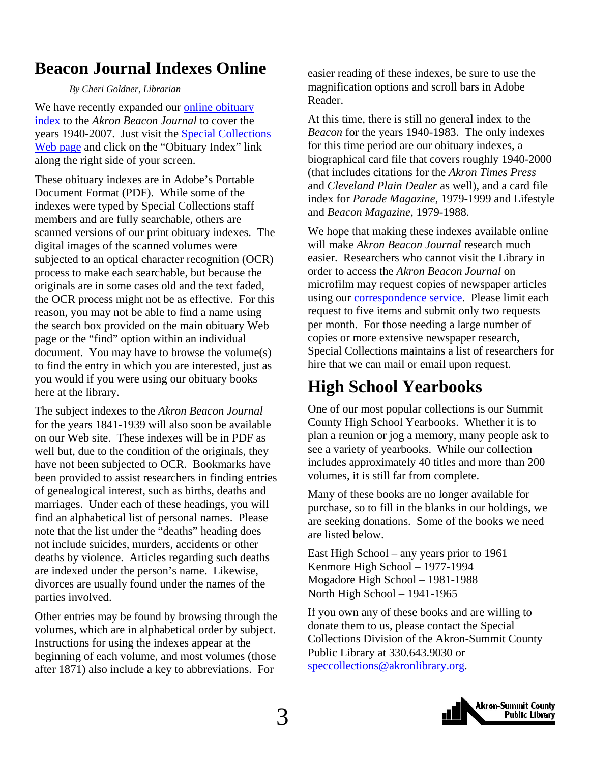# Beacon Journal Indexes Online

*By Cheri Goldner, Librarian*

We have recently expanded our online obituary index to the *Akron Beacon Journal* to cover the years 1940-2007. Just visit the Special Collections Web page and click on the "Obituary Index" link along the right side of your screen.

These obituary indexes are in Adobe's Portable Document Format (PDF). While some of the indexes were typed by Special Collections staff members and are fully searchable, others are scanned versions of our print obituary indexes. The digital images of the scanned volumes were subjected to an optical character recognition (OCR) process to make each searchable, but because the originals are in some cases old and the text faded, the OCR process might not be as effective. For this reason, you may not be able to find a name using the search box provided on the main obituary Web page or the "find" option within an individual document. You may have to browse the volume(s) to find the entry in which you are interested, just as you would if you were using our obituary books here at the library.

The subject indexes to the *Akron Beacon Journal* for the years 1841-1939 will also soon be available on our Web site. These indexes will be in PDF as well but, due to the condition of the originals, they have not been subjected to OCR. Bookmarks have been provided to assist researchers in finding entries of genealogical interest, such as births, deaths and marriages. Under each of these headings, you will find an alphabetical list of personal names. Please note that the list under the "deaths" heading does not include suicides, murders, accidents or other deaths by violence. Articles regarding such deaths are indexed under the person's name. Likewise, divorces are usually found under the names of the parties involved.

Other entries may be found by browsing through the volumes, which are in alphabetical order by subject. Instructions for using the indexes appear at the beginning of each volume, and most volumes (those after 1871) also include a key to abbreviations. For easier reading of these indexes, be sure to use the magnification options and scroll bars in Adobe Reader.

At this time, there is still no general index to the *Beacon* for the years 1940-1983. The only indexes for this time period are our obituary indexes, a biographical card file that covers roughly 1940-2000 (that includes citations for the *Akron Times Press* and *Cleveland Plain Dealer* as well), and a card file index for *Parade Magazine*, 1979-1999 and Lifestyle and *Beacon Magazine*, 1979-1988.

We hope that making these indexes available online will make *Akron Beacon Journal* research much easier. Researchers who cannot visit the Library in order to access the *Akron Beacon Journal* on microfilm may request copies of newspaper articles using our correspondence service. Please limit each request to five items and submit only two requests per month. For those needing a large number of copies or more extensive newspaper research, Special Collections maintains a list of researchers for hire that we can mail or email upon request.

# High School Yearbooks

One of our most popular collections is our Summit County High School Yearbooks. Whether it is to plan a reunion or jog a memory, many people ask to see a variety of yearbooks. While our collection includes approximately 40 titles and more than 200 volumes, it is still far from complete.

Many of these books are no longer available for purchase, so to fill in the blanks in our holdings, we are seeking donations. Some of the books we need are listed below.

East High School – any years prior to 1961
Kenmore High School – 1977-1994
Mogadore High School – 1981-1988
North High School – 1941-1965

If you own any of these books and are willing to donate them to us, please contact the Special Collections Division of the Akron-Summit County Public Library at 330.643.9030 or speccollections@akronlibrary.org.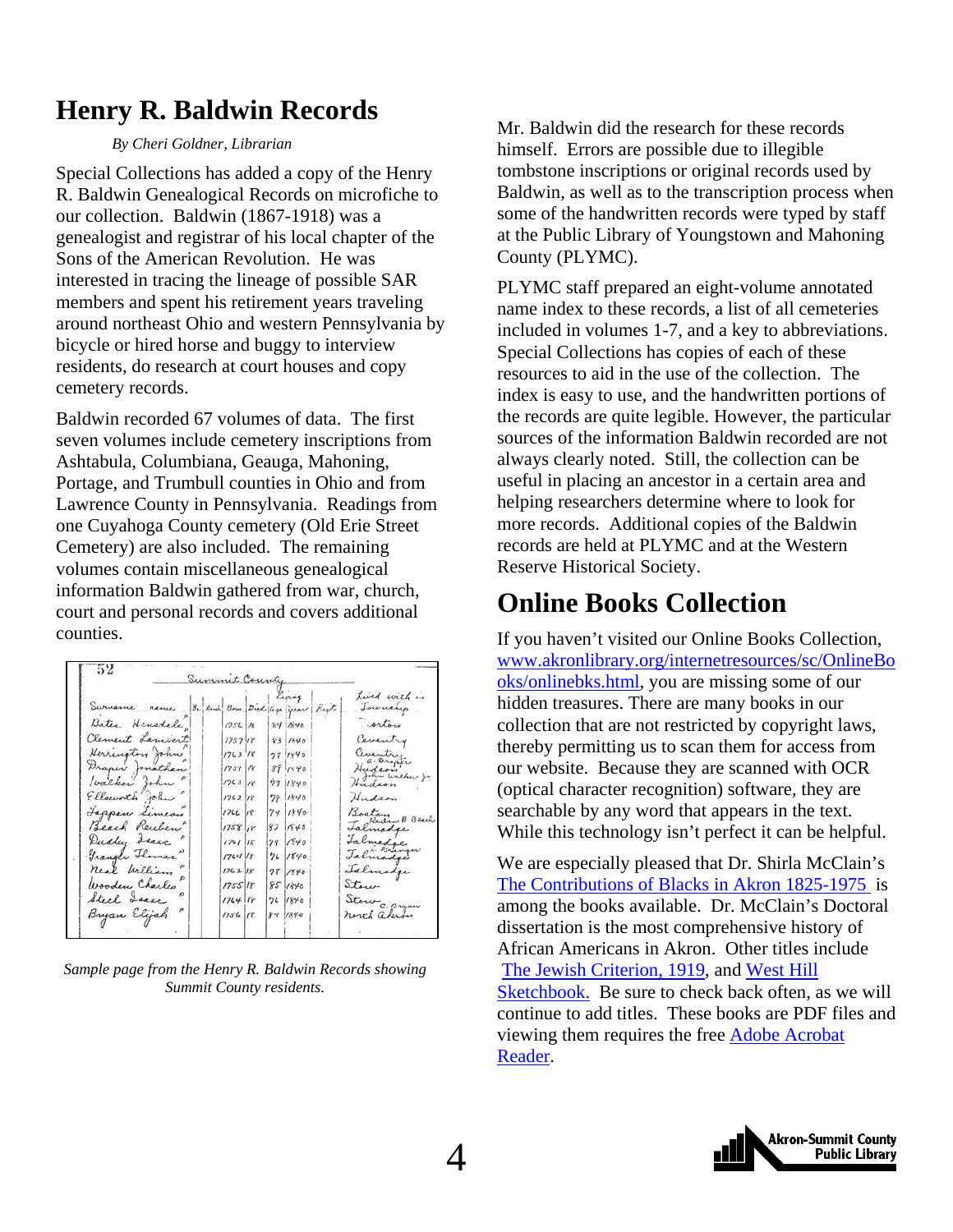# Henry R. Baldwin Records

*By Cheri Goldner, Librarian*

Special Collections has added a copy of the Henry R. Baldwin Genealogical Records on microfiche to our collection. Baldwin (1867-1918) was a genealogist and registrar of his local chapter of the Sons of the American Revolution. He was interested in tracing the lineage of possible SAR members and spent his retirement years traveling around northeast Ohio and western Pennsylvania by bicycle or hired horse and buggy to interview residents, do research at court houses and copy cemetery records.

Baldwin recorded 67 volumes of data. The first seven volumes include cemetery inscriptions from Ashtabula, Columbiana, Geauga, Mahoning, Portage, and Trumbull counties in Ohio and from Lawrence County in Pennsylvania. Readings from one Cuyahoga County cemetery (Old Erie Street Cemetery) are also included. The remaining volumes contain miscellaneous genealogical information Baldwin gathered from war, church, court and personal records and covers additional counties.

*Sample page from the Henry R. Baldwin Records showing Summit County residents.*

Mr. Baldwin did the research for these records himself. Errors are possible due to illegible tombstone inscriptions or original records used by Baldwin, as well as to the transcription process when some of the handwritten records were typed by staff at the Public Library of Youngstown and Mahoning County (PLYMC).

PLYMC staff prepared an eight-volume annotated name index to these records, a list of all cemeteries included in volumes 1-7, and a key to abbreviations. Special Collections has copies of each of these resources to aid in the use of the collection. The index is easy to use, and the handwritten portions of the records are quite legible. However, the particular sources of the information Baldwin recorded are not always clearly noted. Still, the collection can be useful in placing an ancestor in a certain area and helping researchers determine where to look for more records. Additional copies of the Baldwin records are held at PLYMC and at the Western Reserve Historical Society.

# Online Books Collection

If you haven't visited our Online Books Collection, [www.akronlibrary.org/internetresources/sc/OnlineBooks/onlinebks.html](www.akronlibrary.org/internetresources/sc/OnlineBooks/onlinebks.html), you are missing some of our hidden treasures. There are many books in our collection that are not restricted by copyright laws, thereby permitting us to scan them for access from our website. Because they are scanned with OCR (optical character recognition) software, they are searchable by any word that appears in the text. While this technology isn't perfect it can be helpful.

We are especially pleased that Dr. Shirla McClain's The Contributions of Blacks in Akron 1825-1975 is among the books available. Dr. McClain's Doctoral dissertation is the most comprehensive history of African Americans in Akron. Other titles include The Jewish Criterion, 1919, and West Hill Sketchbook. Be sure to check back often, as we will continue to add titles. These books are PDF files and viewing them requires the free Adobe Acrobat Reader.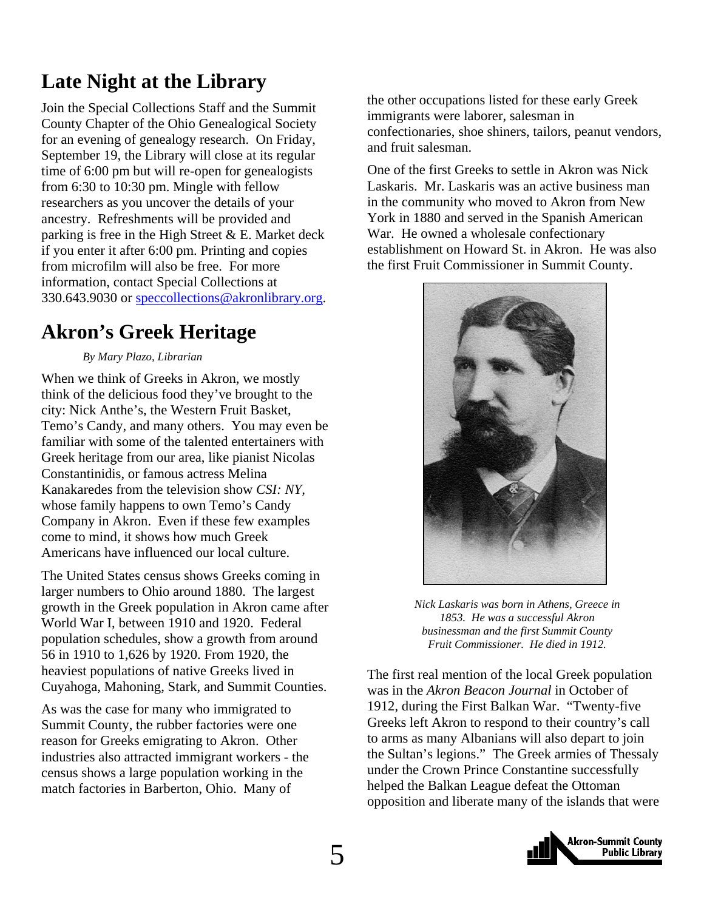## Late Night at the Library

Join the Special Collections Staff and the Summit County Chapter of the Ohio Genealogical Society for an evening of genealogy research. On Friday, September 19, the Library will close at its regular time of 6:00 pm but will re-open for genealogists from 6:30 to 10:30 pm. Mingle with fellow researchers as you uncover the details of your ancestry. Refreshments will be provided and parking is free in the High Street & E. Market deck if you enter it after 6:00 pm. Printing and copies from microfilm will also be free. For more information, contact Special Collections at 330.643.9030 or speccollections@akronlibrary.org.

## Akron's Greek Heritage

*By Mary Plazo, Librarian*

When we think of Greeks in Akron, we mostly think of the delicious food they've brought to the city: Nick Anthe's, the Western Fruit Basket, Temo's Candy, and many others. You may even be familiar with some of the talented entertainers with Greek heritage from our area, like pianist Nicolas Constantinidis, or famous actress Melina Kanakaredes from the television show *CSI: NY*, whose family happens to own Temo's Candy Company in Akron. Even if these few examples come to mind, it shows how much Greek Americans have influenced our local culture.

The United States census shows Greeks coming in larger numbers to Ohio around 1880. The largest growth in the Greek population in Akron came after World War I, between 1910 and 1920. Federal population schedules, show a growth from around 56 in 1910 to 1,626 by 1920. From 1920, the heaviest populations of native Greeks lived in Cuyahoga, Mahoning, Stark, and Summit Counties.

As was the case for many who immigrated to Summit County, the rubber factories were one reason for Greeks emigrating to Akron. Other industries also attracted immigrant workers - the census shows a large population working in the match factories in Barberton, Ohio. Many of the other occupations listed for these early Greek immigrants were laborer, salesman in confectionaries, shoe shiners, tailors, peanut vendors, and fruit salesman.

One of the first Greeks to settle in Akron was Nick Laskaris. Mr. Laskaris was an active business man in the community who moved to Akron from New York in 1880 and served in the Spanish American War. He owned a wholesale confectionary establishment on Howard St. in Akron. He was also the first Fruit Commissioner in Summit County.

*Nick Laskaris was born in Athens, Greece in 1853. He was a successful Akron businessman and the first Summit County Fruit Commissioner. He died in 1912.*

The first real mention of the local Greek population was in the *Akron Beacon Journal* in October of 1912, during the First Balkan War. "Twenty-five Greeks left Akron to respond to their country's call to arms as many Albanians will also depart to join the Sultan's legions." The Greek armies of Thessaly under the Crown Prince Constantine successfully helped the Balkan League defeat the Ottoman opposition and liberate many of the islands that were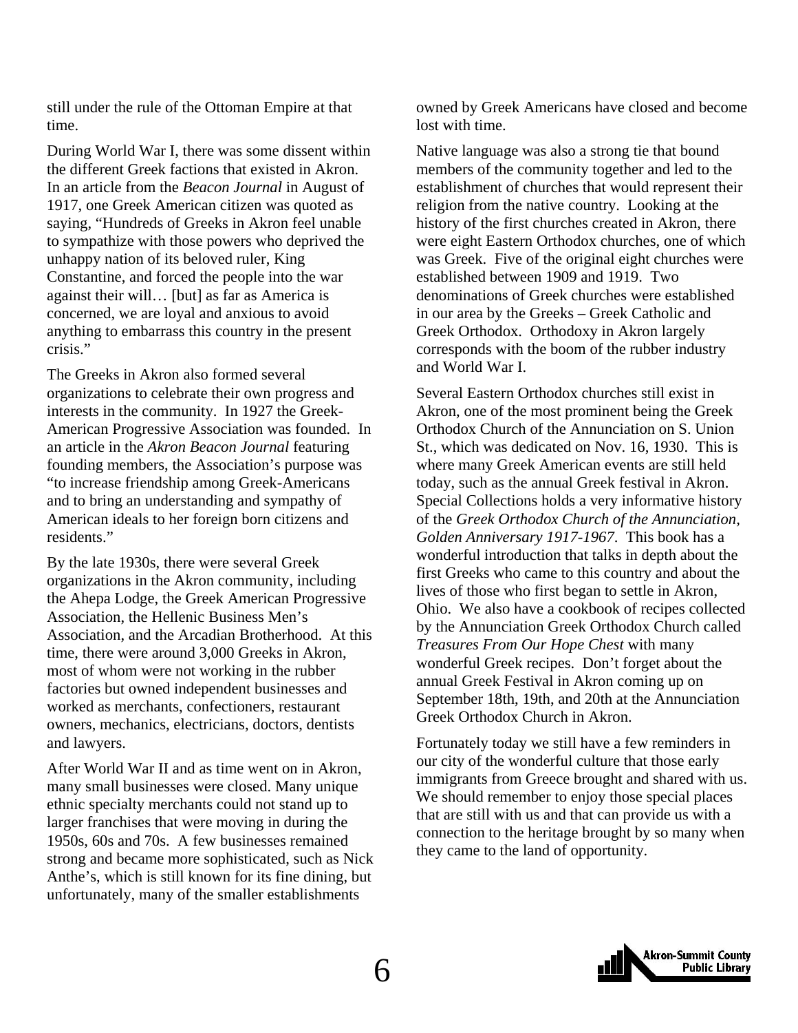still under the rule of the Ottoman Empire at that time.

During World War I, there was some dissent within the different Greek factions that existed in Akron. In an article from the *Beacon Journal* in August of 1917, one Greek American citizen was quoted as saying, "Hundreds of Greeks in Akron feel unable to sympathize with those powers who deprived the unhappy nation of its beloved ruler, King Constantine, and forced the people into the war against their will… [but] as far as America is concerned, we are loyal and anxious to avoid anything to embarrass this country in the present crisis."

The Greeks in Akron also formed several organizations to celebrate their own progress and interests in the community. In 1927 the Greek-American Progressive Association was founded. In an article in the *Akron Beacon Journal* featuring founding members, the Association's purpose was "to increase friendship among Greek-Americans and to bring an understanding and sympathy of American ideals to her foreign born citizens and residents."

By the late 1930s, there were several Greek organizations in the Akron community, including the Ahepa Lodge, the Greek American Progressive Association, the Hellenic Business Men's Association, and the Arcadian Brotherhood. At this time, there were around 3,000 Greeks in Akron, most of whom were not working in the rubber factories but owned independent businesses and worked as merchants, confectioners, restaurant owners, mechanics, electricians, doctors, dentists and lawyers.

After World War II and as time went on in Akron, many small businesses were closed. Many unique ethnic specialty merchants could not stand up to larger franchises that were moving in during the 1950s, 60s and 70s. A few businesses remained strong and became more sophisticated, such as Nick Anthe's, which is still known for its fine dining, but unfortunately, many of the smaller establishments owned by Greek Americans have closed and become lost with time.

Native language was also a strong tie that bound members of the community together and led to the establishment of churches that would represent their religion from the native country. Looking at the history of the first churches created in Akron, there were eight Eastern Orthodox churches, one of which was Greek. Five of the original eight churches were established between 1909 and 1919. Two denominations of Greek churches were established in our area by the Greeks – Greek Catholic and Greek Orthodox. Orthodoxy in Akron largely corresponds with the boom of the rubber industry and World War I.

Several Eastern Orthodox churches still exist in Akron, one of the most prominent being the Greek Orthodox Church of the Annunciation on S. Union St., which was dedicated on Nov. 16, 1930. This is where many Greek American events are still held today, such as the annual Greek festival in Akron. Special Collections holds a very informative history of the *Greek Orthodox Church of the Annunciation, Golden Anniversary 1917-1967*. This book has a wonderful introduction that talks in depth about the first Greeks who came to this country and about the lives of those who first began to settle in Akron, Ohio. We also have a cookbook of recipes collected by the Annunciation Greek Orthodox Church called *Treasures From Our Hope Chest* with many wonderful Greek recipes. Don't forget about the annual Greek Festival in Akron coming up on September 18th, 19th, and 20th at the Annunciation Greek Orthodox Church in Akron.

Fortunately today we still have a few reminders in our city of the wonderful culture that those early immigrants from Greece brought and shared with us. We should remember to enjoy those special places that are still with us and that can provide us with a connection to the heritage brought by so many when they came to the land of opportunity.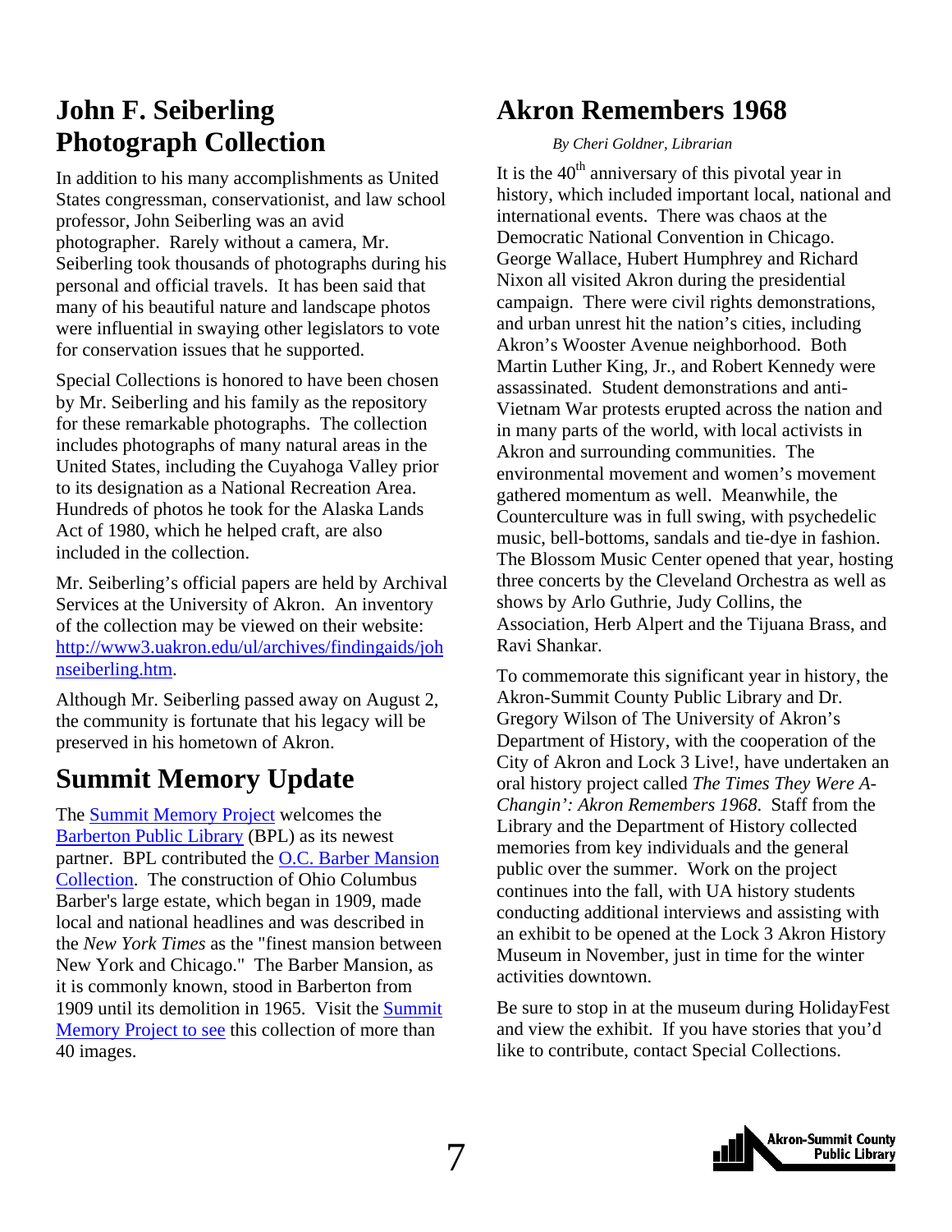## John F. Seiberling Photograph Collection

In addition to his many accomplishments as United States congressman, conservationist, and law school professor, John Seiberling was an avid photographer. Rarely without a camera, Mr. Seiberling took thousands of photographs during his personal and official travels. It has been said that many of his beautiful nature and landscape photos were influential in swaying other legislators to vote for conservation issues that he supported.

Special Collections is honored to have been chosen by Mr. Seiberling and his family as the repository for these remarkable photographs. The collection includes photographs of many natural areas in the United States, including the Cuyahoga Valley prior to its designation as a National Recreation Area. Hundreds of photos he took for the Alaska Lands Act of 1980, which he helped craft, are also included in the collection.

Mr. Seiberling's official papers are held by Archival Services at the University of Akron. An inventory of the collection may be viewed on their website: http://www3.uakron.edu/ul/archives/findingaids/johnseiberling.htm.

Although Mr. Seiberling passed away on August 2, the community is fortunate that his legacy will be preserved in his hometown of Akron.

## Summit Memory Update

The Summit Memory Project welcomes the Barberton Public Library (BPL) as its newest partner. BPL contributed the O.C. Barber Mansion Collection. The construction of Ohio Columbus Barber's large estate, which began in 1909, made local and national headlines and was described in the *New York Times* as the "finest mansion between New York and Chicago." The Barber Mansion, as it is commonly known, stood in Barberton from 1909 until its demolition in 1965. Visit the Summit Memory Project to see this collection of more than 40 images.

## Akron Remembers 1968

*By Cheri Goldner, Librarian*

It is the 40th anniversary of this pivotal year in history, which included important local, national and international events. There was chaos at the Democratic National Convention in Chicago. George Wallace, Hubert Humphrey and Richard Nixon all visited Akron during the presidential campaign. There were civil rights demonstrations, and urban unrest hit the nation's cities, including Akron's Wooster Avenue neighborhood. Both Martin Luther King, Jr., and Robert Kennedy were assassinated. Student demonstrations and anti-Vietnam War protests erupted across the nation and in many parts of the world, with local activists in Akron and surrounding communities. The environmental movement and women's movement gathered momentum as well. Meanwhile, the Counterculture was in full swing, with psychedelic music, bell-bottoms, sandals and tie-dye in fashion. The Blossom Music Center opened that year, hosting three concerts by the Cleveland Orchestra as well as shows by Arlo Guthrie, Judy Collins, the Association, Herb Alpert and the Tijuana Brass, and Ravi Shankar.

To commemorate this significant year in history, the Akron-Summit County Public Library and Dr. Gregory Wilson of The University of Akron's Department of History, with the cooperation of the City of Akron and Lock 3 Live!, have undertaken an oral history project called *The Times They Were A-Changin': Akron Remembers 1968*. Staff from the Library and the Department of History collected memories from key individuals and the general public over the summer. Work on the project continues into the fall, with UA history students conducting additional interviews and assisting with an exhibit to be opened at the Lock 3 Akron History Museum in November, just in time for the winter activities downtown.

Be sure to stop in at the museum during HolidayFest and view the exhibit. If you have stories that you'd like to contribute, contact Special Collections.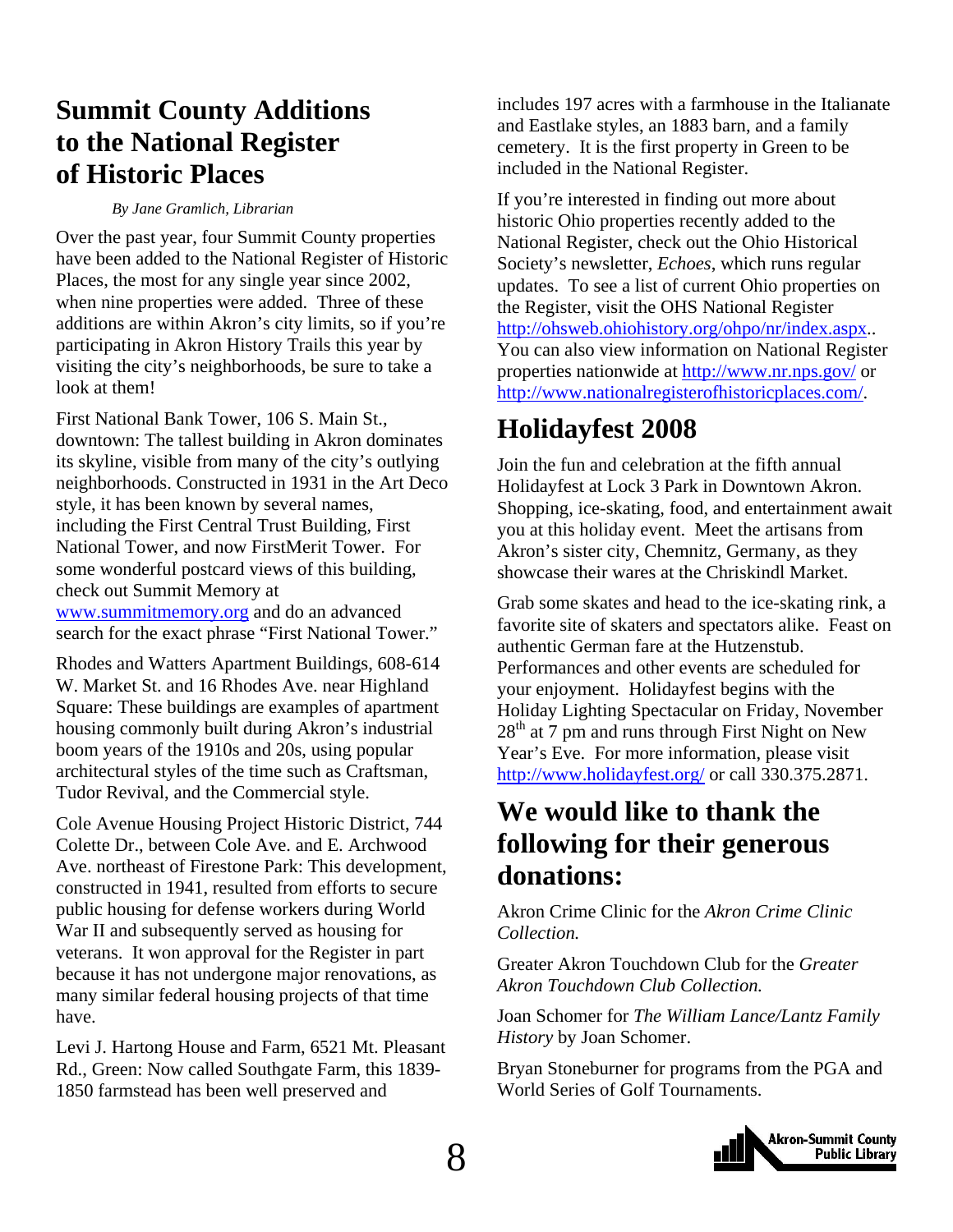## Summit County Additions to the National Register of Historic Places

*By Jane Gramlich, Librarian*

Over the past year, four Summit County properties have been added to the National Register of Historic Places, the most for any single year since 2002, when nine properties were added. Three of these additions are within Akron's city limits, so if you're participating in Akron History Trails this year by visiting the city's neighborhoods, be sure to take a look at them!

First National Bank Tower, 106 S. Main St., downtown: The tallest building in Akron dominates its skyline, visible from many of the city's outlying neighborhoods. Constructed in 1931 in the Art Deco style, it has been known by several names, including the First Central Trust Building, First National Tower, and now FirstMerit Tower. For some wonderful postcard views of this building, check out Summit Memory at www.summitmemory.org and do an advanced search for the exact phrase "First National Tower."

Rhodes and Watters Apartment Buildings, 608-614 W. Market St. and 16 Rhodes Ave. near Highland Square: These buildings are examples of apartment housing commonly built during Akron's industrial boom years of the 1910s and 20s, using popular architectural styles of the time such as Craftsman, Tudor Revival, and the Commercial style.

Cole Avenue Housing Project Historic District, 744 Colette Dr., between Cole Ave. and E. Archwood Ave. northeast of Firestone Park: This development, constructed in 1941, resulted from efforts to secure public housing for defense workers during World War II and subsequently served as housing for veterans. It won approval for the Register in part because it has not undergone major renovations, as many similar federal housing projects of that time have.

Levi J. Hartong House and Farm, 6521 Mt. Pleasant Rd., Green: Now called Southgate Farm, this 1839-1850 farmstead has been well preserved and includes 197 acres with a farmhouse in the Italianate and Eastlake styles, an 1883 barn, and a family cemetery. It is the first property in Green to be included in the National Register.

If you're interested in finding out more about historic Ohio properties recently added to the National Register, check out the Ohio Historical Society's newsletter, *Echoes*, which runs regular updates. To see a list of current Ohio properties on the Register, visit the OHS National Register http://ohsweb.ohiohistory.org/ohpo/nr/index.aspx.. You can also view information on National Register properties nationwide at http://www.nr.nps.gov/ or http://www.nationalregisterofhistoricplaces.com/.

## Holidayfest 2008

Join the fun and celebration at the fifth annual Holidayfest at Lock 3 Park in Downtown Akron. Shopping, ice-skating, food, and entertainment await you at this holiday event. Meet the artisans from Akron's sister city, Chemnitz, Germany, as they showcase their wares at the Chriskindl Market.

Grab some skates and head to the ice-skating rink, a favorite site of skaters and spectators alike. Feast on authentic German fare at the Hutzenstub. Performances and other events are scheduled for your enjoyment. Holidayfest begins with the Holiday Lighting Spectacular on Friday, November 28th at 7 pm and runs through First Night on New Year's Eve. For more information, please visit http://www.holidayfest.org/ or call 330.375.2871.

## We would like to thank the following for their generous donations:

Akron Crime Clinic for the *Akron Crime Clinic Collection.*

Greater Akron Touchdown Club for the *Greater Akron Touchdown Club Collection.*

Joan Schomer for *The William Lance/Lantz Family History* by Joan Schomer.

Bryan Stoneburner for programs from the PGA and World Series of Golf Tournaments.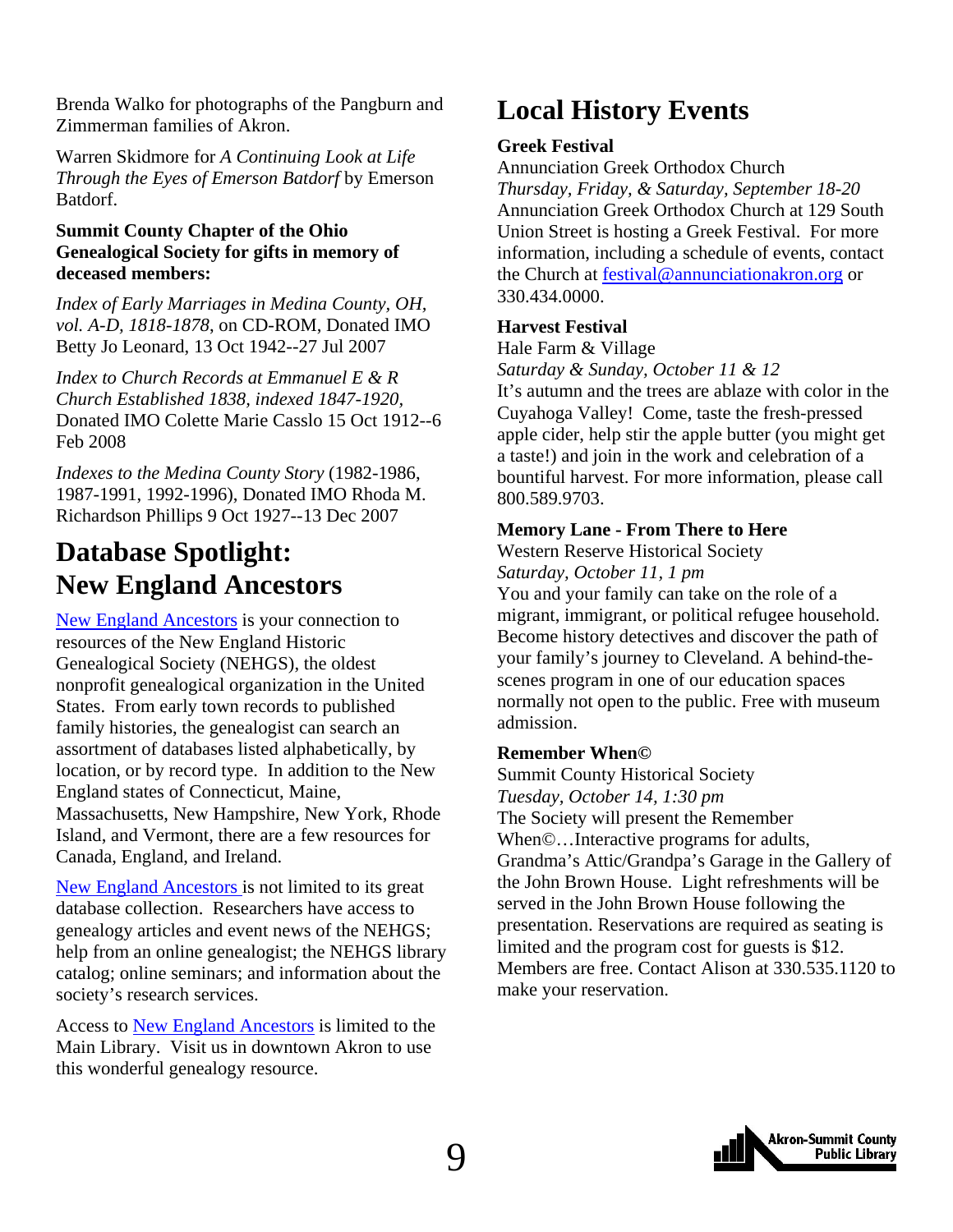Brenda Walko for photographs of the Pangburn and Zimmerman families of Akron.

Warren Skidmore for *A Continuing Look at Life Through the Eyes of Emerson Batdorf* by Emerson Batdorf.

**Summit County Chapter of the Ohio Genealogical Society for gifts in memory of deceased members:**

*Index of Early Marriages in Medina County, OH, vol. A-D, 1818-1878*, on CD-ROM, Donated IMO Betty Jo Leonard, 13 Oct 1942--27 Jul 2007

*Index to Church Records at Emmanuel E & R Church Established 1838, indexed 1847-1920,* Donated IMO Colette Marie Casslo 15 Oct 1912--6 Feb 2008

*Indexes to the Medina County Story* (1982-1986, 1987-1991, 1992-1996), Donated IMO Rhoda M. Richardson Phillips 9 Oct 1927--13 Dec 2007

# Database Spotlight: New England Ancestors

New England Ancestors is your connection to resources of the New England Historic Genealogical Society (NEHGS), the oldest nonprofit genealogical organization in the United States. From early town records to published family histories, the genealogist can search an assortment of databases listed alphabetically, by location, or by record type. In addition to the New England states of Connecticut, Maine, Massachusetts, New Hampshire, New York, Rhode Island, and Vermont, there are a few resources for Canada, England, and Ireland.

New England Ancestors is not limited to its great database collection. Researchers have access to genealogy articles and event news of the NEHGS; help from an online genealogist; the NEHGS library catalog; online seminars; and information about the society's research services.

Access to New England Ancestors is limited to the Main Library. Visit us in downtown Akron to use this wonderful genealogy resource.

# Local History Events

**Greek Festival**
Annunciation Greek Orthodox Church
*Thursday, Friday, & Saturday, September 18-20*
Annunciation Greek Orthodox Church at 129 South Union Street is hosting a Greek Festival. For more information, including a schedule of events, contact the Church at festival@annunciationakron.org or 330.434.0000.

**Harvest Festival**
Hale Farm & Village
*Saturday & Sunday, October 11 & 12*
It's autumn and the trees are ablaze with color in the Cuyahoga Valley! Come, taste the fresh-pressed apple cider, help stir the apple butter (you might get a taste!) and join in the work and celebration of a bountiful harvest. For more information, please call 800.589.9703.

**Memory Lane - From There to Here**
Western Reserve Historical Society
*Saturday, October 11, 1 pm*
You and your family can take on the role of a migrant, immigrant, or political refugee household. Become history detectives and discover the path of your family's journey to Cleveland. A behind-the-scenes program in one of our education spaces normally not open to the public. Free with museum admission.

**Remember When©**
Summit County Historical Society
*Tuesday, October 14, 1:30 pm*
The Society will present the Remember When©…Interactive programs for adults, Grandma's Attic/Grandpa's Garage in the Gallery of the John Brown House. Light refreshments will be served in the John Brown House following the presentation. Reservations are required as seating is limited and the program cost for guests is $12. Members are free. Contact Alison at 330.535.1120 to make your reservation.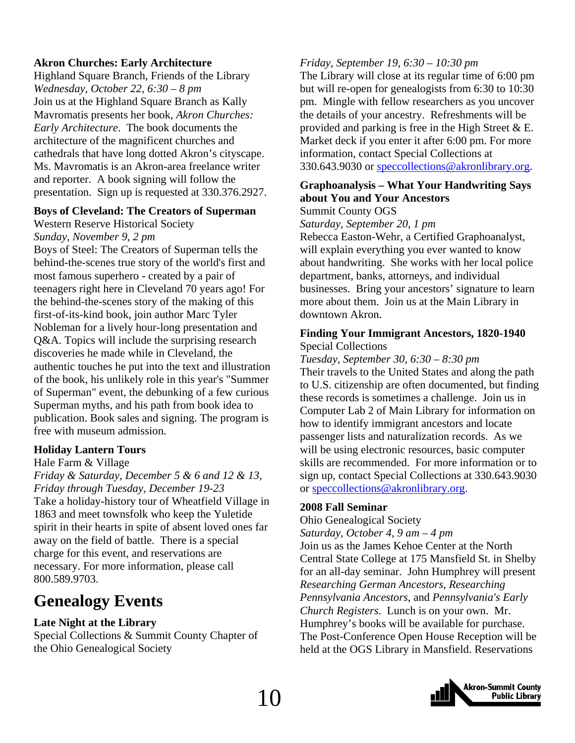**Akron Churches: Early Architecture**
Highland Square Branch, Friends of the Library
*Wednesday, October 22, 6:30 – 8 pm*
Join us at the Highland Square Branch as Kally Mavromatis presents her book, *Akron Churches: Early Architecture*. The book documents the architecture of the magnificent churches and cathedrals that have long dotted Akron's cityscape. Ms. Mavromatis is an Akron-area freelance writer and reporter. A book signing will follow the presentation. Sign up is requested at 330.376.2927.

**Boys of Cleveland: The Creators of Superman**
Western Reserve Historical Society
*Sunday, November 9, 2 pm*
Boys of Steel: The Creators of Superman tells the behind-the-scenes true story of the world's first and most famous superhero - created by a pair of teenagers right here in Cleveland 70 years ago! For the behind-the-scenes story of the making of this first-of-its-kind book, join author Marc Tyler Nobleman for a lively hour-long presentation and Q&A. Topics will include the surprising research discoveries he made while in Cleveland, the authentic touches he put into the text and illustration of the book, his unlikely role in this year's "Summer of Superman" event, the debunking of a few curious Superman myths, and his path from book idea to publication. Book sales and signing. The program is free with museum admission.

**Holiday Lantern Tours**
Hale Farm & Village
*Friday & Saturday, December 5 & 6 and 12 & 13, Friday through Tuesday, December 19-23*
Take a holiday-history tour of Wheatfield Village in 1863 and meet townsfolk who keep the Yuletide spirit in their hearts in spite of absent loved ones far away on the field of battle. There is a special charge for this event, and reservations are necessary. For more information, please call 800.589.9703.

# Genealogy Events

**Late Night at the Library**
Special Collections & Summit County Chapter of the Ohio Genealogical Society
*Friday, September 19, 6:30 – 10:30 pm*
The Library will close at its regular time of 6:00 pm but will re-open for genealogists from 6:30 to 10:30 pm. Mingle with fellow researchers as you uncover the details of your ancestry. Refreshments will be provided and parking is free in the High Street & E. Market deck if you enter it after 6:00 pm. For more information, contact Special Collections at 330.643.9030 or speccollections@akronlibrary.org.

**Graphoanalysis – What Your Handwriting Says about You and Your Ancestors**
Summit County OGS
*Saturday, September 20, 1 pm*
Rebecca Easton-Wehr, a Certified Graphoanalyst, will explain everything you ever wanted to know about handwriting. She works with her local police department, banks, attorneys, and individual businesses. Bring your ancestors' signature to learn more about them. Join us at the Main Library in downtown Akron.

**Finding Your Immigrant Ancestors, 1820-1940**
Special Collections
*Tuesday, September 30, 6:30 – 8:30 pm*
Their travels to the United States and along the path to U.S. citizenship are often documented, but finding these records is sometimes a challenge. Join us in Computer Lab 2 of Main Library for information on how to identify immigrant ancestors and locate passenger lists and naturalization records. As we will be using electronic resources, basic computer skills are recommended. For more information or to sign up, contact Special Collections at 330.643.9030 or speccollections@akronlibrary.org.

**2008 Fall Seminar**
Ohio Genealogical Society
*Saturday, October 4, 9 am – 4 pm*
Join us as the James Kehoe Center at the North Central State College at 175 Mansfield St. in Shelby for an all-day seminar. John Humphrey will present *Researching German Ancestors*, *Researching Pennsylvania Ancestors*, and *Pennsylvania's Early Church Registers*. Lunch is on your own. Mr. Humphrey's books will be available for purchase. The Post-Conference Open House Reception will be held at the OGS Library in Mansfield. Reservations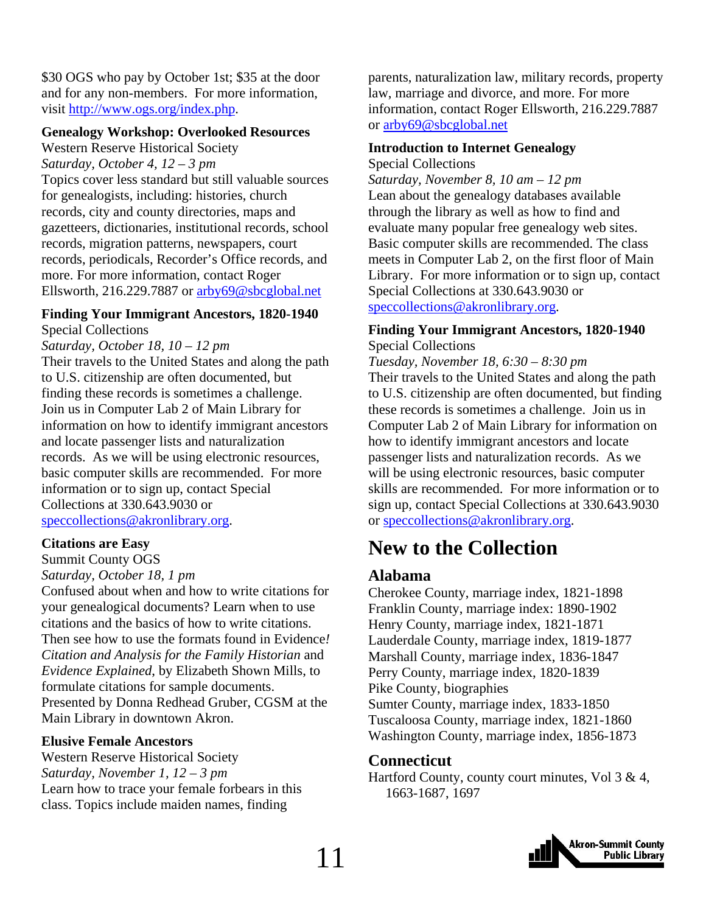$30 OGS who pay by October 1st; $35 at the door and for any non-members. For more information, visit http://www.ogs.org/index.php.

**Genealogy Workshop: Overlooked Resources**
Western Reserve Historical Society
*Saturday, October 4, 12 – 3 pm*
Topics cover less standard but still valuable sources for genealogists, including: histories, church records, city and county directories, maps and gazetteers, dictionaries, institutional records, school records, migration patterns, newspapers, court records, periodicals, Recorder's Office records, and more. For more information, contact Roger Ellsworth, 216.229.7887 or arby69@sbcglobal.net

**Finding Your Immigrant Ancestors, 1820-1940**
Special Collections
*Saturday, October 18, 10 – 12 pm*
Their travels to the United States and along the path to U.S. citizenship are often documented, but finding these records is sometimes a challenge. Join us in Computer Lab 2 of Main Library for information on how to identify immigrant ancestors and locate passenger lists and naturalization records. As we will be using electronic resources, basic computer skills are recommended. For more information or to sign up, contact Special Collections at 330.643.9030 or speccollections@akronlibrary.org.

**Citations are Easy**
Summit County OGS
*Saturday, October 18, 1 pm*
Confused about when and how to write citations for your genealogical documents? Learn when to use citations and the basics of how to write citations. Then see how to use the formats found in Evidence*! Citation and Analysis for the Family Historian* and *Evidence Explained*, by Elizabeth Shown Mills, to formulate citations for sample documents. Presented by Donna Redhead Gruber, CGSM at the Main Library in downtown Akron.

**Elusive Female Ancestors**
Western Reserve Historical Society
*Saturday, November 1, 12 – 3 pm*
Learn how to trace your female forbears in this class. Topics include maiden names, finding parents, naturalization law, military records, property law, marriage and divorce, and more. For more information, contact Roger Ellsworth, 216.229.7887 or arby69@sbcglobal.net

**Introduction to Internet Genealogy**
Special Collections
*Saturday, November 8, 10 am – 12 pm*
Lean about the genealogy databases available through the library as well as how to find and evaluate many popular free genealogy web sites. Basic computer skills are recommended. The class meets in Computer Lab 2, on the first floor of Main Library. For more information or to sign up, contact Special Collections at 330.643.9030 or speccollections@akronlibrary.org.

**Finding Your Immigrant Ancestors, 1820-1940**
Special Collections
*Tuesday, November 18, 6:30 – 8:30 pm*
Their travels to the United States and along the path to U.S. citizenship are often documented, but finding these records is sometimes a challenge. Join us in Computer Lab 2 of Main Library for information on how to identify immigrant ancestors and locate passenger lists and naturalization records. As we will be using electronic resources, basic computer skills are recommended. For more information or to sign up, contact Special Collections at 330.643.9030 or speccollections@akronlibrary.org.

# New to the Collection

## Alabama

Cherokee County, marriage index, 1821-1898
Franklin County, marriage index: 1890-1902
Henry County, marriage index, 1821-1871
Lauderdale County, marriage index, 1819-1877
Marshall County, marriage index, 1836-1847
Perry County, marriage index, 1820-1839
Pike County, biographies
Sumter County, marriage index, 1833-1850
Tuscaloosa County, marriage index, 1821-1860
Washington County, marriage index, 1856-1873

## Connecticut

Hartford County, county court minutes, Vol 3 & 4, 1663-1687, 1697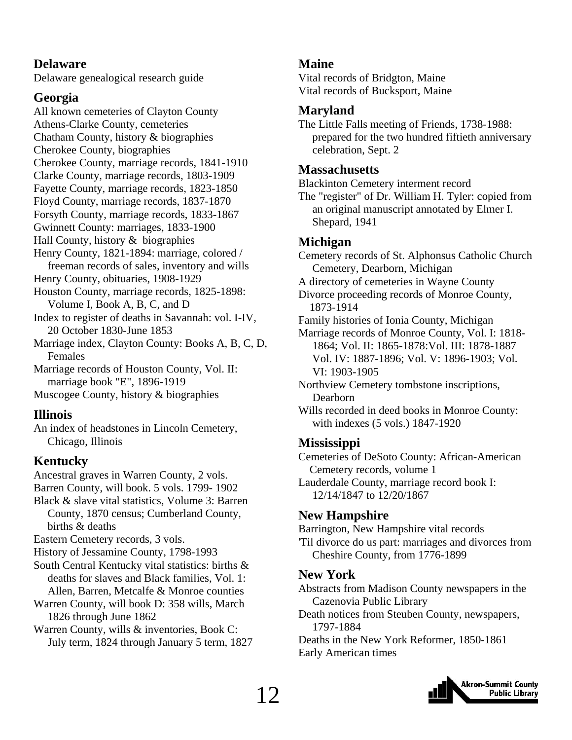## Delaware

Delaware genealogical research guide

## Georgia

All known cemeteries of Clayton County
Athens-Clarke County, cemeteries
Chatham County, history & biographies
Cherokee County, biographies
Cherokee County, marriage records, 1841-1910
Clarke County, marriage records, 1803-1909
Fayette County, marriage records, 1823-1850
Floyd County, marriage records, 1837-1870
Forsyth County, marriage records, 1833-1867
Gwinnett County: marriages, 1833-1900
Hall County, history & biographies
Henry County, 1821-1894: marriage, colored / freeman records of sales, inventory and wills
Henry County, obituaries, 1908-1929
Houston County, marriage records, 1825-1898: Volume I, Book A, B, C, and D
Index to register of deaths in Savannah: vol. I-IV, 20 October 1830-June 1853
Marriage index, Clayton County: Books A, B, C, D, Females
Marriage records of Houston County, Vol. II: marriage book "E", 1896-1919
Muscogee County, history & biographies

## Illinois

An index of headstones in Lincoln Cemetery, Chicago, Illinois

## Kentucky

Ancestral graves in Warren County, 2 vols.
Barren County, will book. 5 vols. 1799- 1902
Black & slave vital statistics, Volume 3: Barren County, 1870 census; Cumberland County, births & deaths
Eastern Cemetery records, 3 vols.
History of Jessamine County, 1798-1993
South Central Kentucky vital statistics: births & deaths for slaves and Black families, Vol. 1: Allen, Barren, Metcalfe & Monroe counties
Warren County, will book D: 358 wills, March 1826 through June 1862
Warren County, wills & inventories, Book C: July term, 1824 through January 5 term, 1827

## Maine

Vital records of Bridgton, Maine
Vital records of Bucksport, Maine

## Maryland

The Little Falls meeting of Friends, 1738-1988: prepared for the two hundred fiftieth anniversary celebration, Sept. 2

## Massachusetts

Blackinton Cemetery interment record
The "register" of Dr. William H. Tyler: copied from an original manuscript annotated by Elmer I. Shepard, 1941

## Michigan

Cemetery records of St. Alphonsus Catholic Church Cemetery, Dearborn, Michigan
A directory of cemeteries in Wayne County
Divorce proceeding records of Monroe County, 1873-1914
Family histories of Ionia County, Michigan
Marriage records of Monroe County, Vol. I: 1818-1864; Vol. II: 1865-1878:Vol. III: 1878-1887 Vol. IV: 1887-1896; Vol. V: 1896-1903; Vol. VI: 1903-1905
Northview Cemetery tombstone inscriptions, Dearborn
Wills recorded in deed books in Monroe County: with indexes (5 vols.) 1847-1920

## Mississippi

Cemeteries of DeSoto County: African-American Cemetery records, volume 1
Lauderdale County, marriage record book I: 12/14/1847 to 12/20/1867

## New Hampshire

Barrington, New Hampshire vital records
'Til divorce do us part: marriages and divorces from Cheshire County, from 1776-1899

## New York

Abstracts from Madison County newspapers in the Cazenovia Public Library
Death notices from Steuben County, newspapers, 1797-1884
Deaths in the New York Reformer, 1850-1861
Early American times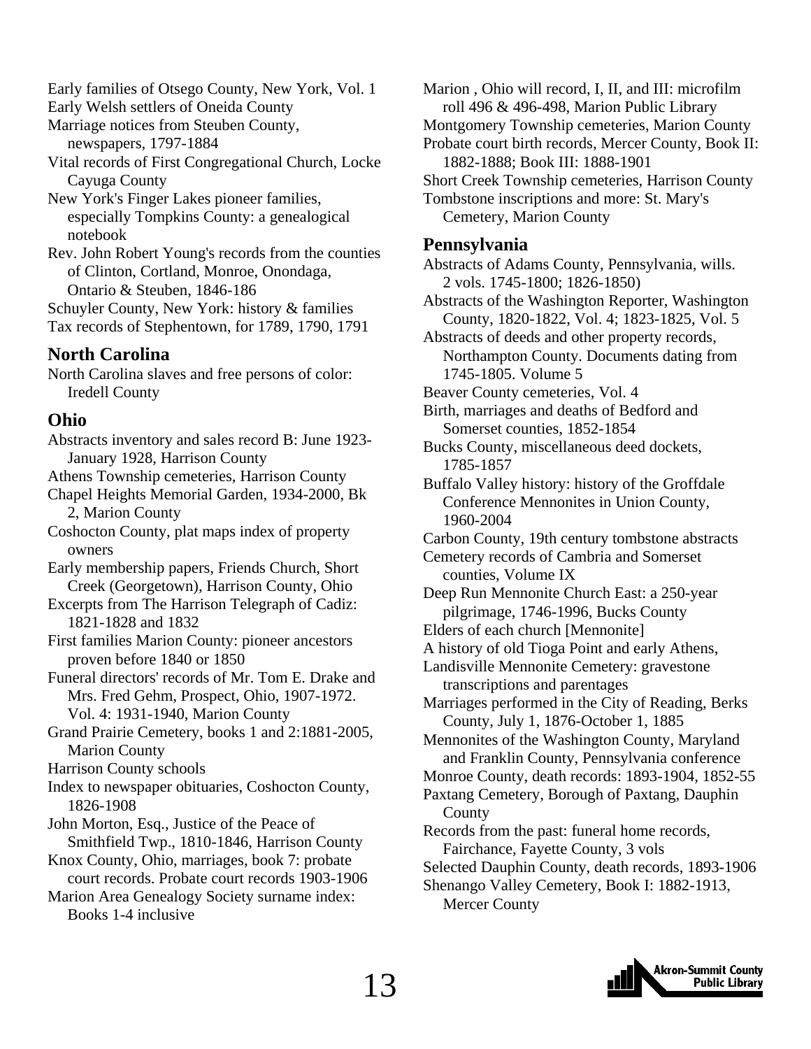Early families of Otsego County, New York, Vol. 1

Early Welsh settlers of Oneida County

Marriage notices from Steuben County, newspapers, 1797-1884

Vital records of First Congregational Church, Locke Cayuga County

New York's Finger Lakes pioneer families, especially Tompkins County: a genealogical notebook

Rev. John Robert Young's records from the counties of Clinton, Cortland, Monroe, Onondaga, Ontario & Steuben, 1846-186

Schuyler County, New York: history & families

Tax records of Stephentown, for 1789, 1790, 1791

## North Carolina

North Carolina slaves and free persons of color: Iredell County

## Ohio

Abstracts inventory and sales record B: June 1923-January 1928, Harrison County

Athens Township cemeteries, Harrison County

Chapel Heights Memorial Garden, 1934-2000, Bk 2, Marion County

Coshocton County, plat maps index of property owners

Early membership papers, Friends Church, Short Creek (Georgetown), Harrison County, Ohio

Excerpts from The Harrison Telegraph of Cadiz: 1821-1828 and 1832

First families Marion County: pioneer ancestors proven before 1840 or 1850

Funeral directors' records of Mr. Tom E. Drake and Mrs. Fred Gehm, Prospect, Ohio, 1907-1972. Vol. 4: 1931-1940, Marion County

Grand Prairie Cemetery, books 1 and 2:1881-2005, Marion County

Harrison County schools

Index to newspaper obituaries, Coshocton County, 1826-1908

John Morton, Esq., Justice of the Peace of Smithfield Twp., 1810-1846, Harrison County

Knox County, Ohio, marriages, book 7: probate court records. Probate court records 1903-1906

Marion Area Genealogy Society surname index: Books 1-4 inclusive

Marion , Ohio will record, I, II, and III: microfilm roll 496 & 496-498, Marion Public Library

Montgomery Township cemeteries, Marion County

Probate court birth records, Mercer County, Book II: 1882-1888; Book III: 1888-1901

Short Creek Township cemeteries, Harrison County

Tombstone inscriptions and more: St. Mary's Cemetery, Marion County

## Pennsylvania

Abstracts of Adams County, Pennsylvania, wills. 2 vols. 1745-1800; 1826-1850)

Abstracts of the Washington Reporter, Washington County, 1820-1822, Vol. 4; 1823-1825, Vol. 5

Abstracts of deeds and other property records, Northampton County. Documents dating from 1745-1805. Volume 5

Beaver County cemeteries, Vol. 4

Birth, marriages and deaths of Bedford and Somerset counties, 1852-1854

Bucks County, miscellaneous deed dockets, 1785-1857

Buffalo Valley history: history of the Groffdale Conference Mennonites in Union County, 1960-2004

Carbon County, 19th century tombstone abstracts

Cemetery records of Cambria and Somerset counties, Volume IX

Deep Run Mennonite Church East: a 250-year pilgrimage, 1746-1996, Bucks County

Elders of each church [Mennonite]

A history of old Tioga Point and early Athens,

Landisville Mennonite Cemetery: gravestone transcriptions and parentages

Marriages performed in the City of Reading, Berks County, July 1, 1876-October 1, 1885

Mennonites of the Washington County, Maryland and Franklin County, Pennsylvania conference

Monroe County, death records: 1893-1904, 1852-55

Paxtang Cemetery, Borough of Paxtang, Dauphin County

Records from the past: funeral home records, Fairchance, Fayette County, 3 vols

Selected Dauphin County, death records, 1893-1906

Shenango Valley Cemetery, Book I: 1882-1913, Mercer County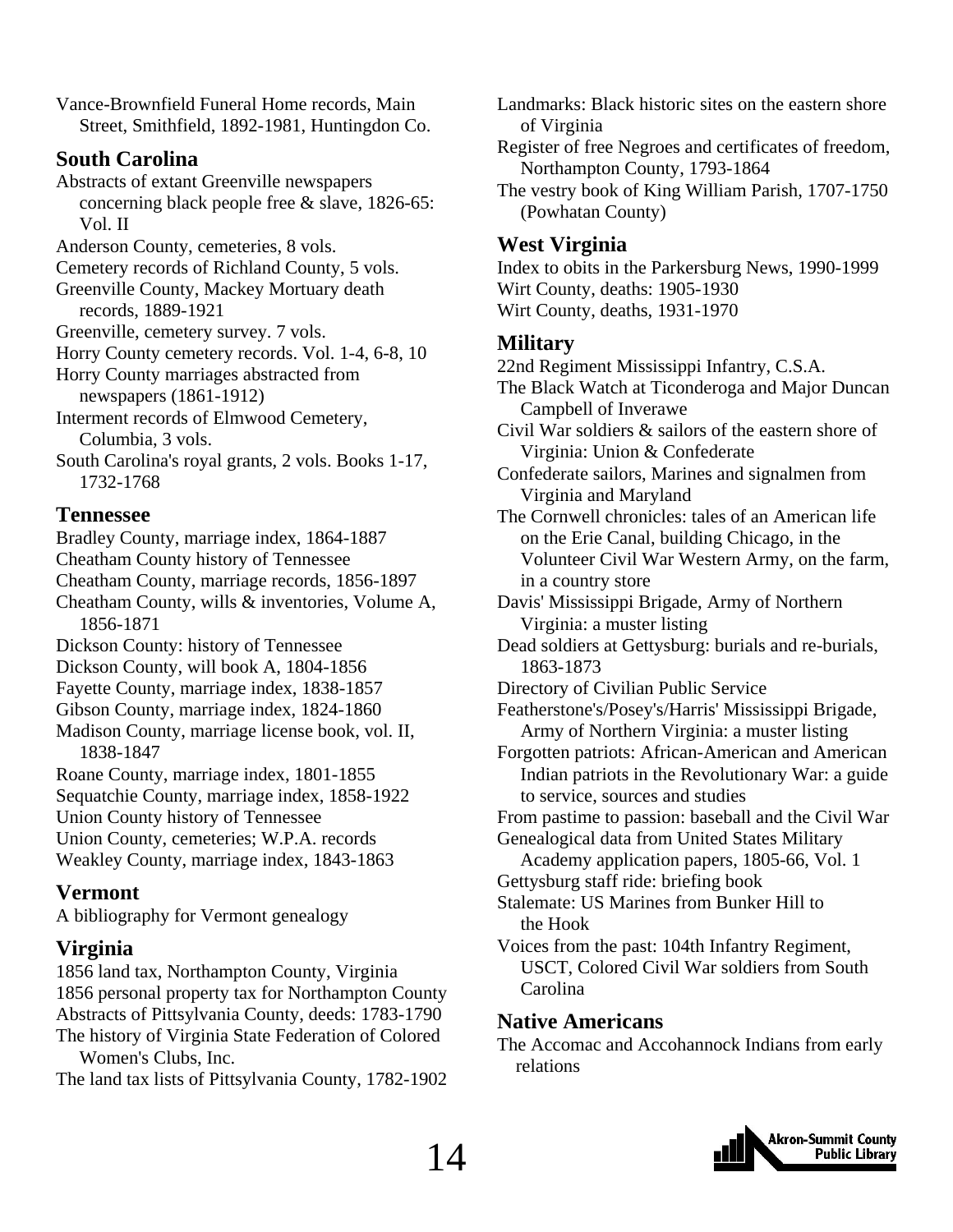Vance-Brownfield Funeral Home records, Main Street, Smithfield, 1892-1981, Huntingdon Co.

## South Carolina

Abstracts of extant Greenville newspapers concerning black people free & slave, 1826-65: Vol. II

Anderson County, cemeteries, 8 vols.

Cemetery records of Richland County, 5 vols.

Greenville County, Mackey Mortuary death records, 1889-1921

Greenville, cemetery survey. 7 vols.

Horry County cemetery records. Vol. 1-4, 6-8, 10

Horry County marriages abstracted from newspapers (1861-1912)

Interment records of Elmwood Cemetery, Columbia, 3 vols.

South Carolina's royal grants, 2 vols. Books 1-17, 1732-1768

## Tennessee

Bradley County, marriage index, 1864-1887

Cheatham County history of Tennessee

Cheatham County, marriage records, 1856-1897

Cheatham County, wills & inventories, Volume A, 1856-1871

Dickson County: history of Tennessee

Dickson County, will book A, 1804-1856

Fayette County, marriage index, 1838-1857

Gibson County, marriage index, 1824-1860

Madison County, marriage license book, vol. II, 1838-1847

Roane County, marriage index, 1801-1855

Sequatchie County, marriage index, 1858-1922

Union County history of Tennessee

Union County, cemeteries; W.P.A. records

Weakley County, marriage index, 1843-1863

## Vermont

A bibliography for Vermont genealogy

## Virginia

1856 land tax, Northampton County, Virginia

1856 personal property tax for Northampton County

Abstracts of Pittsylvania County, deeds: 1783-1790

The history of Virginia State Federation of Colored Women's Clubs, Inc.

The land tax lists of Pittsylvania County, 1782-1902

Landmarks: Black historic sites on the eastern shore of Virginia

Register of free Negroes and certificates of freedom, Northampton County, 1793-1864

The vestry book of King William Parish, 1707-1750 (Powhatan County)

## West Virginia

Index to obits in the Parkersburg News, 1990-1999

Wirt County, deaths: 1905-1930

Wirt County, deaths, 1931-1970

## Military

22nd Regiment Mississippi Infantry, C.S.A.

The Black Watch at Ticonderoga and Major Duncan Campbell of Inverawe

Civil War soldiers & sailors of the eastern shore of Virginia: Union & Confederate

Confederate sailors, Marines and signalmen from Virginia and Maryland

The Cornwell chronicles: tales of an American life on the Erie Canal, building Chicago, in the Volunteer Civil War Western Army, on the farm, in a country store

Davis' Mississippi Brigade, Army of Northern Virginia: a muster listing

Dead soldiers at Gettysburg: burials and re-burials, 1863-1873

Directory of Civilian Public Service

Featherstone's/Posey's/Harris' Mississippi Brigade, Army of Northern Virginia: a muster listing

Forgotten patriots: African-American and American Indian patriots in the Revolutionary War: a guide to service, sources and studies

From pastime to passion: baseball and the Civil War

Genealogical data from United States Military Academy application papers, 1805-66, Vol. 1

Gettysburg staff ride: briefing book

Stalemate: US Marines from Bunker Hill to the Hook

Voices from the past: 104th Infantry Regiment, USCT, Colored Civil War soldiers from South Carolina

## Native Americans

The Accomac and Accohannock Indians from early relations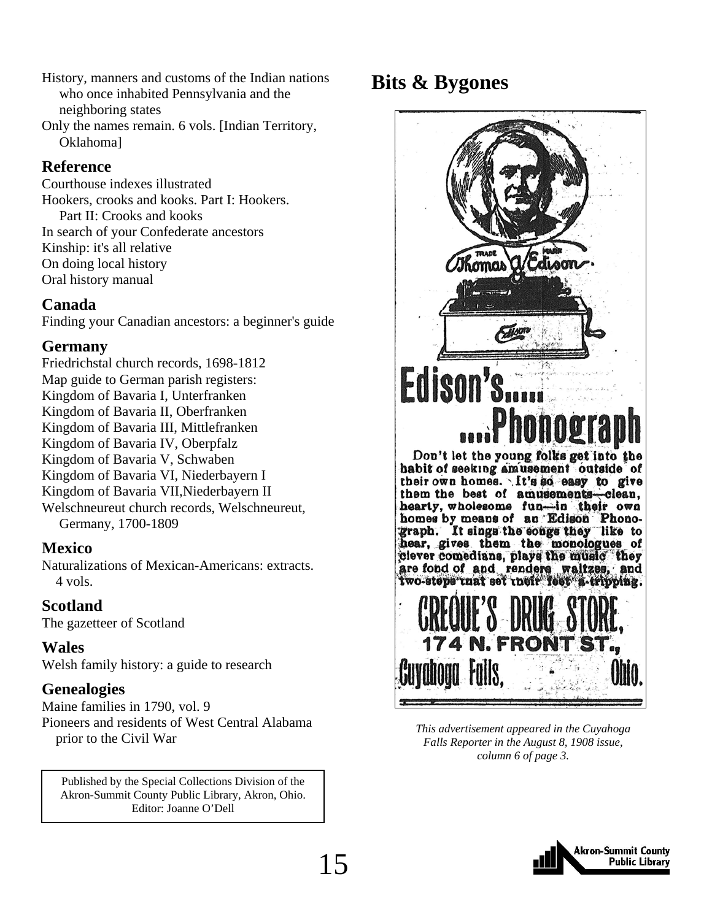History, manners and customs of the Indian nations who once inhabited Pennsylvania and the neighboring states

Only the names remain. 6 vols. [Indian Territory, Oklahoma]

## Reference

Courthouse indexes illustrated

Hookers, crooks and kooks. Part I: Hookers. Part II: Crooks and kooks

In search of your Confederate ancestors

Kinship: it's all relative

On doing local history

Oral history manual

## Canada

Finding your Canadian ancestors: a beginner's guide

## Germany

Friedrichstal church records, 1698-1812

Map guide to German parish registers:

Kingdom of Bavaria I, Unterfranken

Kingdom of Bavaria II, Oberfranken

Kingdom of Bavaria III, Mittlefranken

Kingdom of Bavaria IV, Oberpfalz

Kingdom of Bavaria V, Schwaben

Kingdom of Bavaria VI, Niederbayern I

Kingdom of Bavaria VII,Niederbayern II

Welschneureut church records, Welschneureut, Germany, 1700-1809

## Mexico

Naturalizations of Mexican-Americans: extracts. 4 vols.

## Scotland

The gazetteer of Scotland

## Wales

Welsh family history: a guide to research

## Genealogies

Maine families in 1790, vol. 9

Pioneers and residents of West Central Alabama prior to the Civil War

Published by the Special Collections Division of the Akron-Summit County Public Library, Akron, Ohio. Editor: Joanne O'Dell

# Bits & Bygones

Thomas A. Edison

Edison's..... ....Phonograph

Don't let the young folks get into the habit of seeking amusement outside of their own homes. It's so easy to give them the best of amusements—clean, hearty, wholesome fun—in their own homes by means of an Edison Phonograph. It sings the songs they like to hear, gives them the monologues of clever comedians, plays the music they are fond of and renders waltzes, and two-steps that set their feet a-tripping.

CREQUE'S DRUG STORE, 174 N. FRONT ST., Cuyahoga Falls, Ohio.

*This advertisement appeared in the Cuyahoga Falls Reporter in the August 8, 1908 issue, column 6 of page 3.*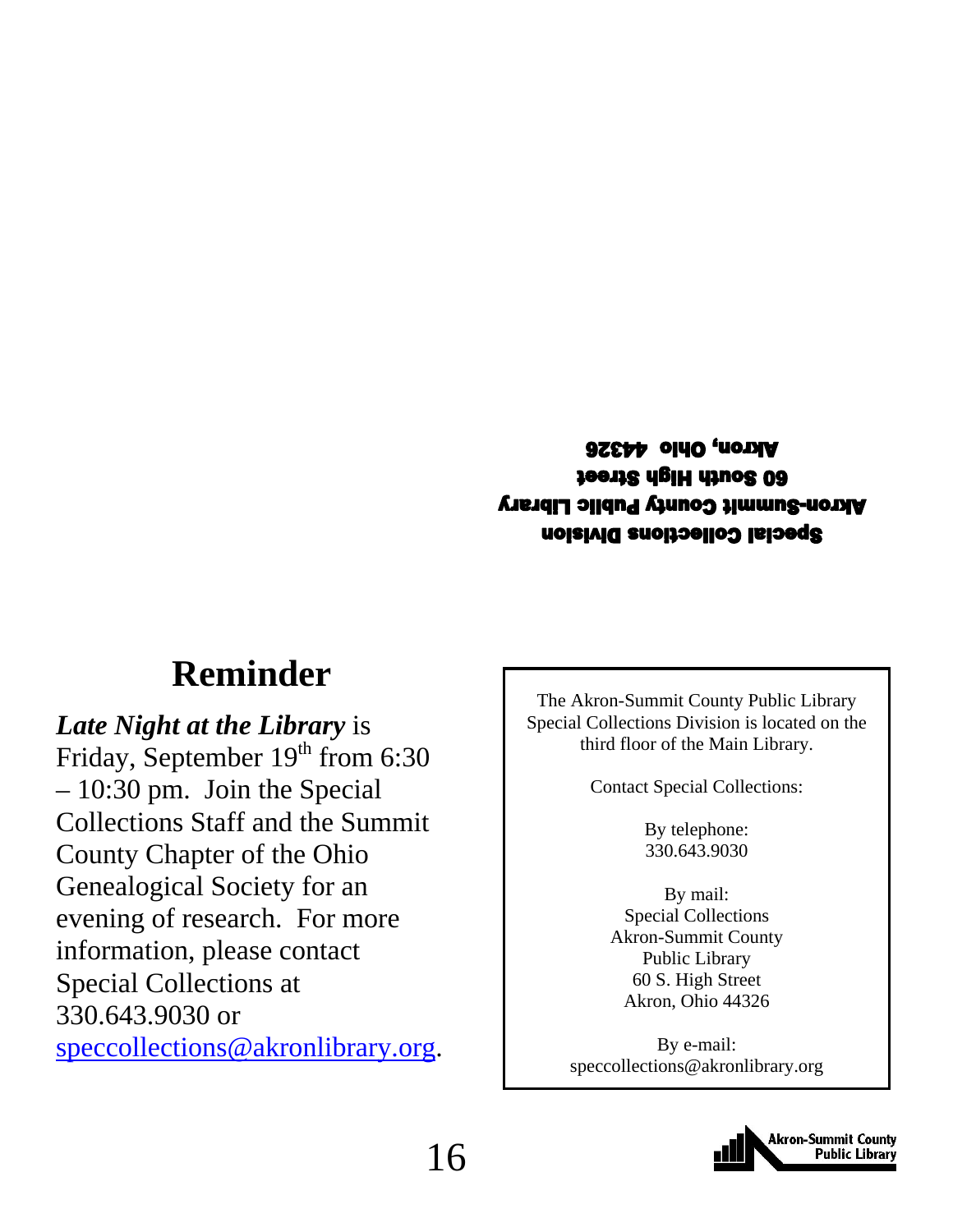Special Collections Division
Akron-Summit County Public Library
60 South High Street
Akron, Ohio 44326

## Reminder

***Late Night at the Library*** is Friday, September 19th from 6:30 – 10:30 pm. Join the Special Collections Staff and the Summit County Chapter of the Ohio Genealogical Society for an evening of research. For more information, please contact Special Collections at 330.643.9030 or speccollections@akronlibrary.org.

The Akron-Summit County Public Library Special Collections Division is located on the third floor of the Main Library.

Contact Special Collections:

By telephone:
330.643.9030

By mail:
Special Collections
Akron-Summit County
Public Library
60 S. High Street
Akron, Ohio 44326

By e-mail:
speccollections@akronlibrary.org

Akron-Summit County Public Library